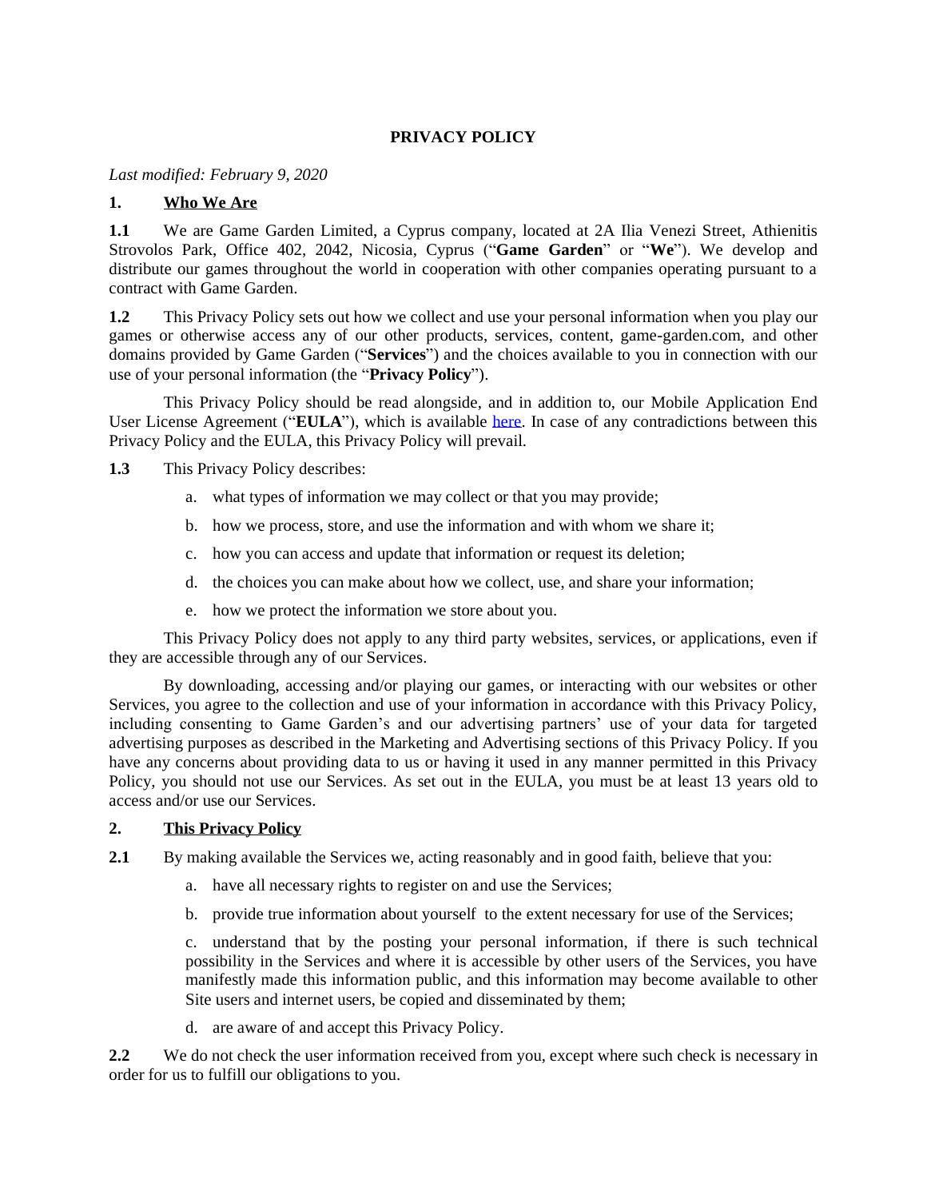# PRIVACY POLICY

*Last modified: February 9, 2020*

## 1. Who We Are

**1.1** We are Game Garden Limited, a Cyprus company, located at 2A Ilia Venezi Street, Athienitis Strovolos Park, Office 402, 2042, Nicosia, Cyprus ("**Game Garden**" or "**We**"). We develop and distribute our games throughout the world in cooperation with other companies operating pursuant to a contract with Game Garden.

**1.2** This Privacy Policy sets out how we collect and use your personal information when you play our games or otherwise access any of our other products, services, content, game-garden.com, and other domains provided by Game Garden ("**Services**") and the choices available to you in connection with our use of your personal information (the "**Privacy Policy**").

This Privacy Policy should be read alongside, and in addition to, our Mobile Application End User License Agreement ("**EULA**"), which is available here. In case of any contradictions between this Privacy Policy and the EULA, this Privacy Policy will prevail.

**1.3** This Privacy Policy describes:

a. what types of information we may collect or that you may provide;

b. how we process, store, and use the information and with whom we share it;

c. how you can access and update that information or request its deletion;

d. the choices you can make about how we collect, use, and share your information;

e. how we protect the information we store about you.

This Privacy Policy does not apply to any third party websites, services, or applications, even if they are accessible through any of our Services.

By downloading, accessing and/or playing our games, or interacting with our websites or other Services, you agree to the collection and use of your information in accordance with this Privacy Policy, including consenting to Game Garden's and our advertising partners' use of your data for targeted advertising purposes as described in the Marketing and Advertising sections of this Privacy Policy. If you have any concerns about providing data to us or having it used in any manner permitted in this Privacy Policy, you should not use our Services. As set out in the EULA, you must be at least 13 years old to access and/or use our Services.

## 2. This Privacy Policy

**2.1** By making available the Services we, acting reasonably and in good faith, believe that you:

a. have all necessary rights to register on and use the Services;

b. provide true information about yourself to the extent necessary for use of the Services;

c. understand that by the posting your personal information, if there is such technical possibility in the Services and where it is accessible by other users of the Services, you have manifestly made this information public, and this information may become available to other Site users and internet users, be copied and disseminated by them;

d. are aware of and accept this Privacy Policy.

**2.2** We do not check the user information received from you, except where such check is necessary in order for us to fulfill our obligations to you.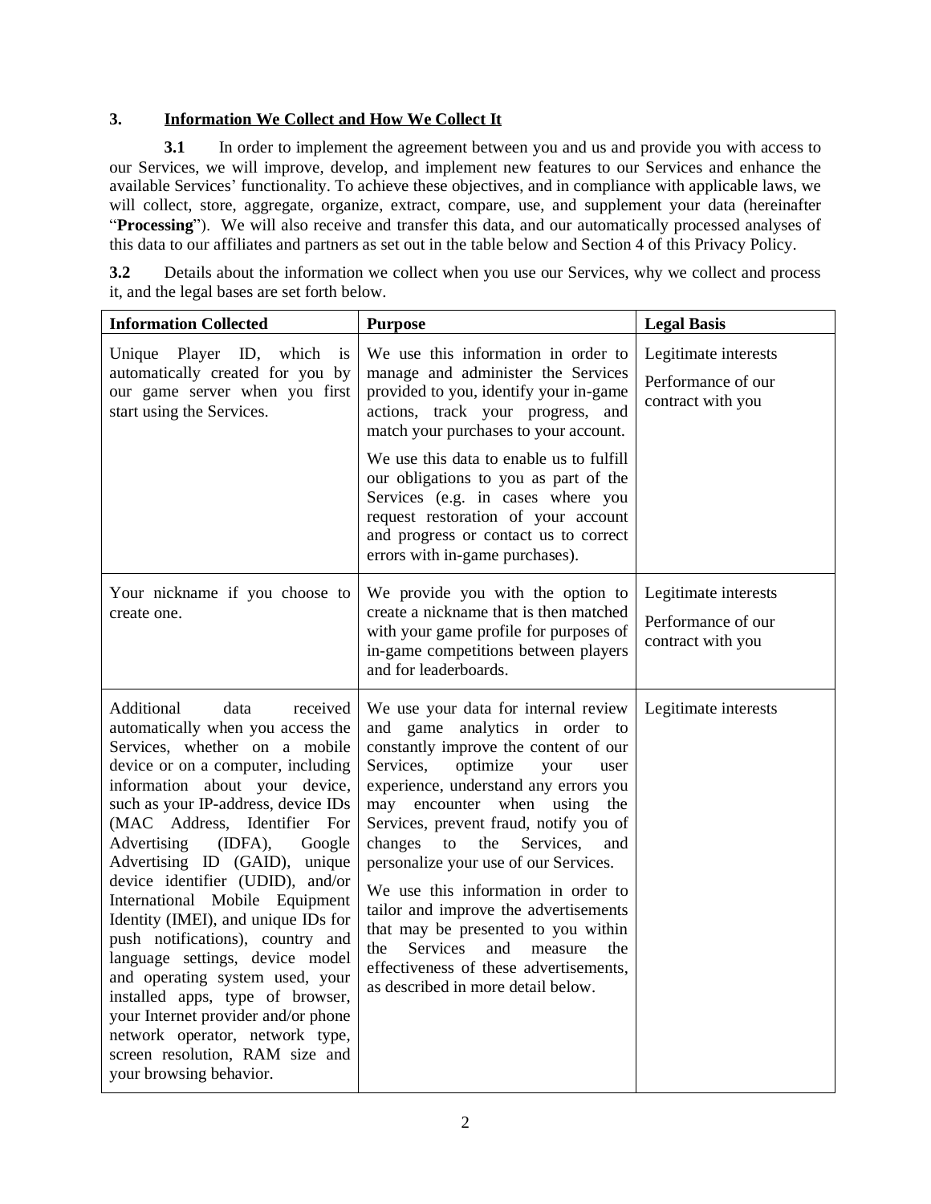## 3. Information We Collect and How We Collect It

**3.1** In order to implement the agreement between you and us and provide you with access to our Services, we will improve, develop, and implement new features to our Services and enhance the available Services' functionality. To achieve these objectives, and in compliance with applicable laws, we will collect, store, aggregate, organize, extract, compare, use, and supplement your data (hereinafter "**Processing**"). We will also receive and transfer this data, and our automatically processed analyses of this data to our affiliates and partners as set out in the table below and Section 4 of this Privacy Policy.

**3.2** Details about the information we collect when you use our Services, why we collect and process it, and the legal bases are set forth below.

| Information Collected | Purpose | Legal Basis |
|---|---|---|
| Unique Player ID, which is automatically created for you by our game server when you first start using the Services. | We use this information in order to manage and administer the Services provided to you, identify your in-game actions, track your progress, and match your purchases to your account.<br><br>We use this data to enable us to fulfill our obligations to you as part of the Services (e.g. in cases where you request restoration of your account and progress or contact us to correct errors with in-game purchases). | Legitimate interests<br><br>Performance of our contract with you |
| Your nickname if you choose to create one. | We provide you with the option to create a nickname that is then matched with your game profile for purposes of in-game competitions between players and for leaderboards. | Legitimate interests<br><br>Performance of our contract with you |
| Additional data received automatically when you access the Services, whether on a mobile device or on a computer, including information about your device, such as your IP-address, device IDs (MAC Address, Identifier For Advertising (IDFA), Google Advertising ID (GAID), unique device identifier (UDID), and/or International Mobile Equipment Identity (IMEI), and unique IDs for push notifications), country and language settings, device model and operating system used, your installed apps, type of browser, your Internet provider and/or phone network operator, network type, screen resolution, RAM size and your browsing behavior. | We use your data for internal review and game analytics in order to constantly improve the content of our Services, optimize your user experience, understand any errors you may encounter when using the Services, prevent fraud, notify you of changes to the Services, and personalize your use of our Services.<br><br>We use this information in order to tailor and improve the advertisements that may be presented to you within the Services and measure the effectiveness of these advertisements, as described in more detail below. | Legitimate interests |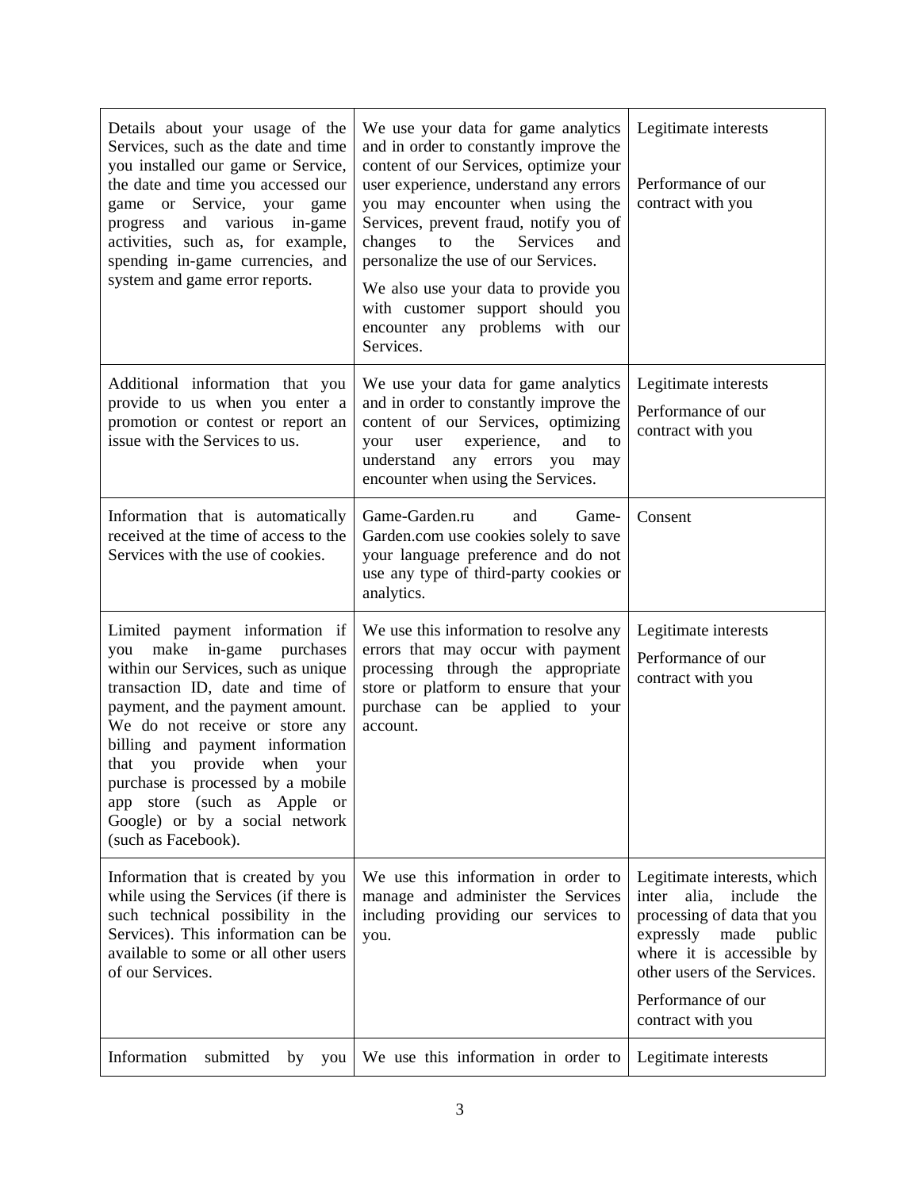| | | |
|---|---|---|
| Details about your usage of the Services, such as the date and time you installed our game or Service, the date and time you accessed our game or Service, your game progress and various in-game activities, such as, for example, spending in-game currencies, and system and game error reports. | We use your data for game analytics and in order to constantly improve the content of our Services, optimize your user experience, understand any errors you may encounter when using the Services, prevent fraud, notify you of changes to the Services and personalize the use of our Services.<br><br>We also use your data to provide you with customer support should you encounter any problems with our Services. | Legitimate interests<br><br>Performance of our contract with you |
| Additional information that you provide to us when you enter a promotion or contest or report an issue with the Services to us. | We use your data for game analytics and in order to constantly improve the content of our Services, optimizing your user experience, and to understand any errors you may encounter when using the Services. | Legitimate interests<br><br>Performance of our contract with you |
| Information that is automatically received at the time of access to the Services with the use of cookies. | Game-Garden.ru and Game-Garden.com use cookies solely to save your language preference and do not use any type of third-party cookies or analytics. | Consent |
| Limited payment information if you make in-game purchases within our Services, such as unique transaction ID, date and time of payment, and the payment amount. We do not receive or store any billing and payment information that you provide when your purchase is processed by a mobile app store (such as Apple or Google) or by a social network (such as Facebook). | We use this information to resolve any errors that may occur with payment processing through the appropriate store or platform to ensure that your purchase can be applied to your account. | Legitimate interests<br><br>Performance of our contract with you |
| Information that is created by you while using the Services (if there is such technical possibility in the Services). This information can be available to some or all other users of our Services. | We use this information in order to manage and administer the Services including providing our services to you. | Legitimate interests, which inter alia, include the processing of data that you expressly made public where it is accessible by other users of the Services.<br><br>Performance of our contract with you |
| Information submitted by you | We use this information in order to | Legitimate interests |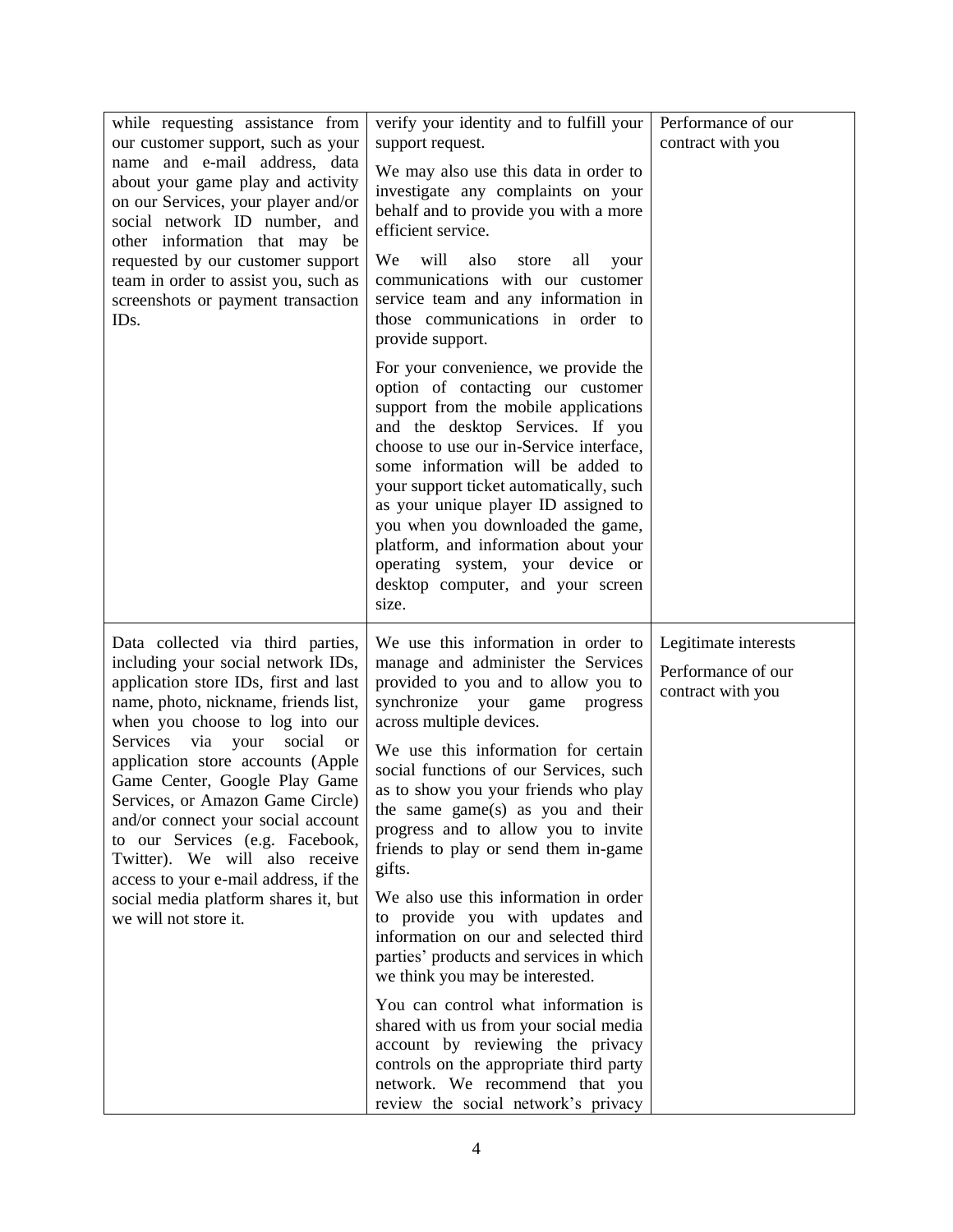| | | |
|---|---|---|
| while requesting assistance from our customer support, such as your name and e-mail address, data about your game play and activity on our Services, your player and/or social network ID number, and other information that may be requested by our customer support team in order to assist you, such as screenshots or payment transaction IDs. | verify your identity and to fulfill your support request.<br><br>We may also use this data in order to investigate any complaints on your behalf and to provide you with a more efficient service.<br><br>We will also store all your communications with our customer service team and any information in those communications in order to provide support.<br><br>For your convenience, we provide the option of contacting our customer support from the mobile applications and the desktop Services. If you choose to use our in-Service interface, some information will be added to your support ticket automatically, such as your unique player ID assigned to you when you downloaded the game, platform, and information about your operating system, your device or desktop computer, and your screen size. | Performance of our contract with you |
| Data collected via third parties, including your social network IDs, application store IDs, first and last name, photo, nickname, friends list, when you choose to log into our Services via your social or application store accounts (Apple Game Center, Google Play Game Services, or Amazon Game Circle) and/or connect your social account to our Services (e.g. Facebook, Twitter). We will also receive access to your e-mail address, if the social media platform shares it, but we will not store it. | We use this information in order to manage and administer the Services provided to you and to allow you to synchronize your game progress across multiple devices.<br><br>We use this information for certain social functions of our Services, such as to show you your friends who play the same game(s) as you and their progress and to allow you to invite friends to play or send them in-game gifts.<br><br>We also use this information in order to provide you with updates and information on our and selected third parties' products and services in which we think you may be interested.<br><br>You can control what information is shared with us from your social media account by reviewing the privacy controls on the appropriate third party network. We recommend that you review the social network's privacy | Legitimate interests<br><br>Performance of our contract with you |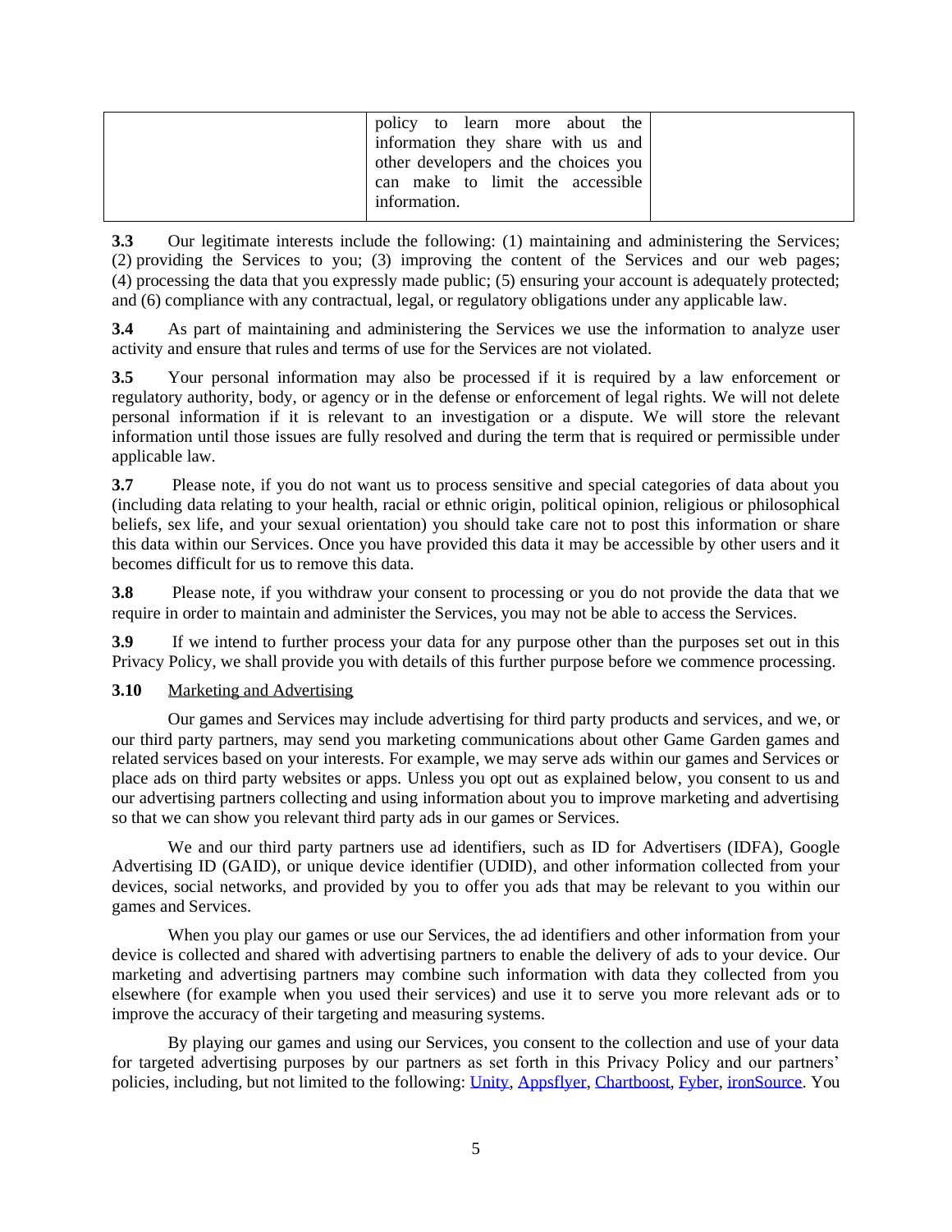|  | policy to learn more about the information they share with us and other developers and the choices you can make to limit the accessible information. |  |
|---|---|---|

**3.3** Our legitimate interests include the following: (1) maintaining and administering the Services; (2) providing the Services to you; (3) improving the content of the Services and our web pages; (4) processing the data that you expressly made public; (5) ensuring your account is adequately protected; and (6) compliance with any contractual, legal, or regulatory obligations under any applicable law.

**3.4** As part of maintaining and administering the Services we use the information to analyze user activity and ensure that rules and terms of use for the Services are not violated.

**3.5** Your personal information may also be processed if it is required by a law enforcement or regulatory authority, body, or agency or in the defense or enforcement of legal rights. We will not delete personal information if it is relevant to an investigation or a dispute. We will store the relevant information until those issues are fully resolved and during the term that is required or permissible under applicable law.

**3.7** Please note, if you do not want us to process sensitive and special categories of data about you (including data relating to your health, racial or ethnic origin, political opinion, religious or philosophical beliefs, sex life, and your sexual orientation) you should take care not to post this information or share this data within our Services. Once you have provided this data it may be accessible by other users and it becomes difficult for us to remove this data.

**3.8** Please note, if you withdraw your consent to processing or you do not provide the data that we require in order to maintain and administer the Services, you may not be able to access the Services.

**3.9** If we intend to further process your data for any purpose other than the purposes set out in this Privacy Policy, we shall provide you with details of this further purpose before we commence processing.

**3.10** Marketing and Advertising

Our games and Services may include advertising for third party products and services, and we, or our third party partners, may send you marketing communications about other Game Garden games and related services based on your interests. For example, we may serve ads within our games and Services or place ads on third party websites or apps. Unless you opt out as explained below, you consent to us and our advertising partners collecting and using information about you to improve marketing and advertising so that we can show you relevant third party ads in our games or Services.

We and our third party partners use ad identifiers, such as ID for Advertisers (IDFA), Google Advertising ID (GAID), or unique device identifier (UDID), and other information collected from your devices, social networks, and provided by you to offer you ads that may be relevant to you within our games and Services.

When you play our games or use our Services, the ad identifiers and other information from your device is collected and shared with advertising partners to enable the delivery of ads to your device. Our marketing and advertising partners may combine such information with data they collected from you elsewhere (for example when you used their services) and use it to serve you more relevant ads or to improve the accuracy of their targeting and measuring systems.

By playing our games and using our Services, you consent to the collection and use of your data for targeted advertising purposes by our partners as set forth in this Privacy Policy and our partners' policies, including, but not limited to the following: Unity, Appsflyer, Chartboost, Fyber, ironSource. You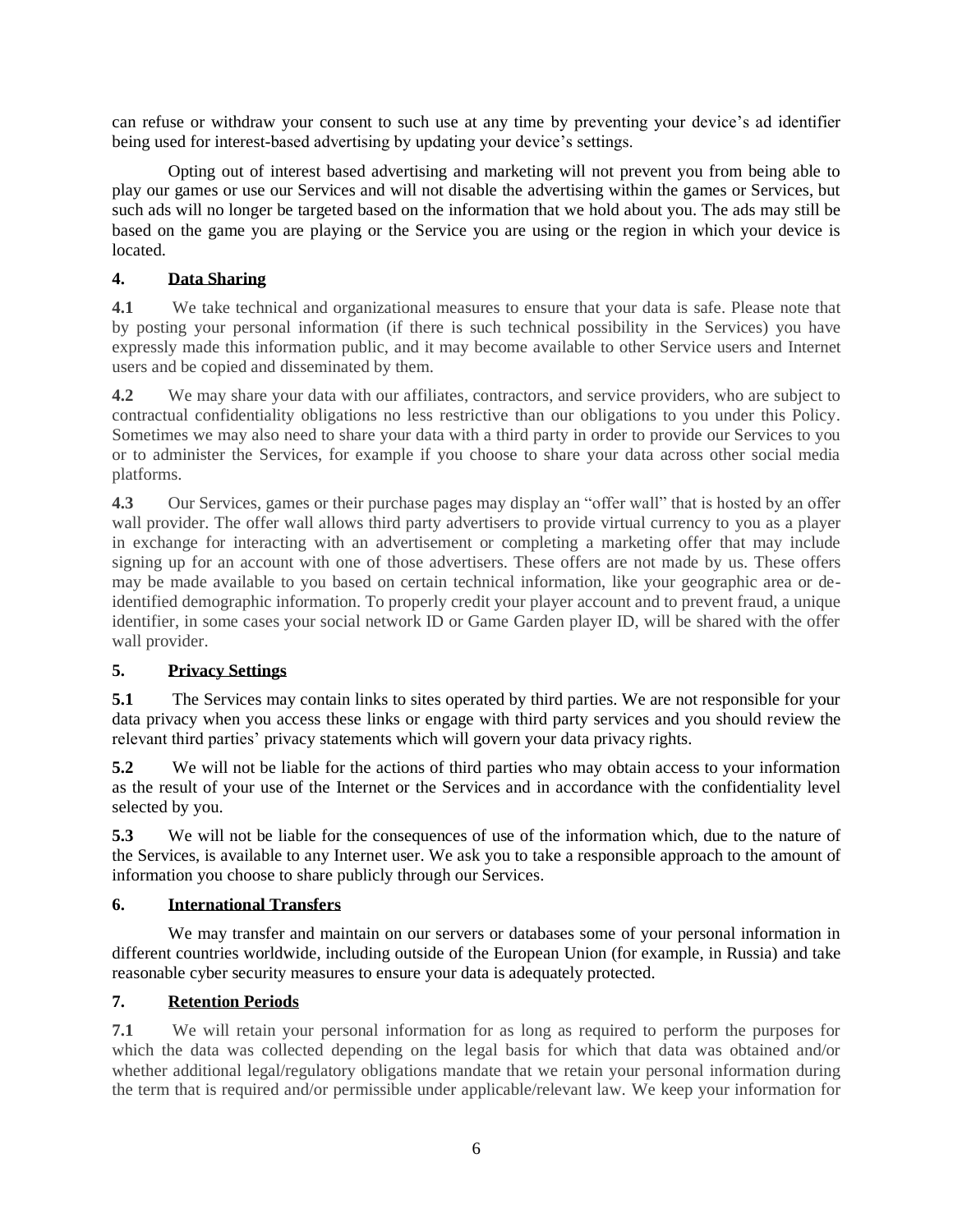can refuse or withdraw your consent to such use at any time by preventing your device's ad identifier being used for interest-based advertising by updating your device's settings.

Opting out of interest based advertising and marketing will not prevent you from being able to play our games or use our Services and will not disable the advertising within the games or Services, but such ads will no longer be targeted based on the information that we hold about you. The ads may still be based on the game you are playing or the Service you are using or the region in which your device is located.

## 4. Data Sharing

**4.1** We take technical and organizational measures to ensure that your data is safe. Please note that by posting your personal information (if there is such technical possibility in the Services) you have expressly made this information public, and it may become available to other Service users and Internet users and be copied and disseminated by them.

**4.2** We may share your data with our affiliates, contractors, and service providers, who are subject to contractual confidentiality obligations no less restrictive than our obligations to you under this Policy. Sometimes we may also need to share your data with a third party in order to provide our Services to you or to administer the Services, for example if you choose to share your data across other social media platforms.

**4.3** Our Services, games or their purchase pages may display an "offer wall" that is hosted by an offer wall provider. The offer wall allows third party advertisers to provide virtual currency to you as a player in exchange for interacting with an advertisement or completing a marketing offer that may include signing up for an account with one of those advertisers. These offers are not made by us. These offers may be made available to you based on certain technical information, like your geographic area or de-identified demographic information. To properly credit your player account and to prevent fraud, a unique identifier, in some cases your social network ID or Game Garden player ID, will be shared with the offer wall provider.

## 5. Privacy Settings

**5.1** The Services may contain links to sites operated by third parties. We are not responsible for your data privacy when you access these links or engage with third party services and you should review the relevant third parties' privacy statements which will govern your data privacy rights.

**5.2** We will not be liable for the actions of third parties who may obtain access to your information as the result of your use of the Internet or the Services and in accordance with the confidentiality level selected by you.

**5.3** We will not be liable for the consequences of use of the information which, due to the nature of the Services, is available to any Internet user. We ask you to take a responsible approach to the amount of information you choose to share publicly through our Services.

## 6. International Transfers

We may transfer and maintain on our servers or databases some of your personal information in different countries worldwide, including outside of the European Union (for example, in Russia) and take reasonable cyber security measures to ensure your data is adequately protected.

## 7. Retention Periods

**7.1** We will retain your personal information for as long as required to perform the purposes for which the data was collected depending on the legal basis for which that data was obtained and/or whether additional legal/regulatory obligations mandate that we retain your personal information during the term that is required and/or permissible under applicable/relevant law. We keep your information for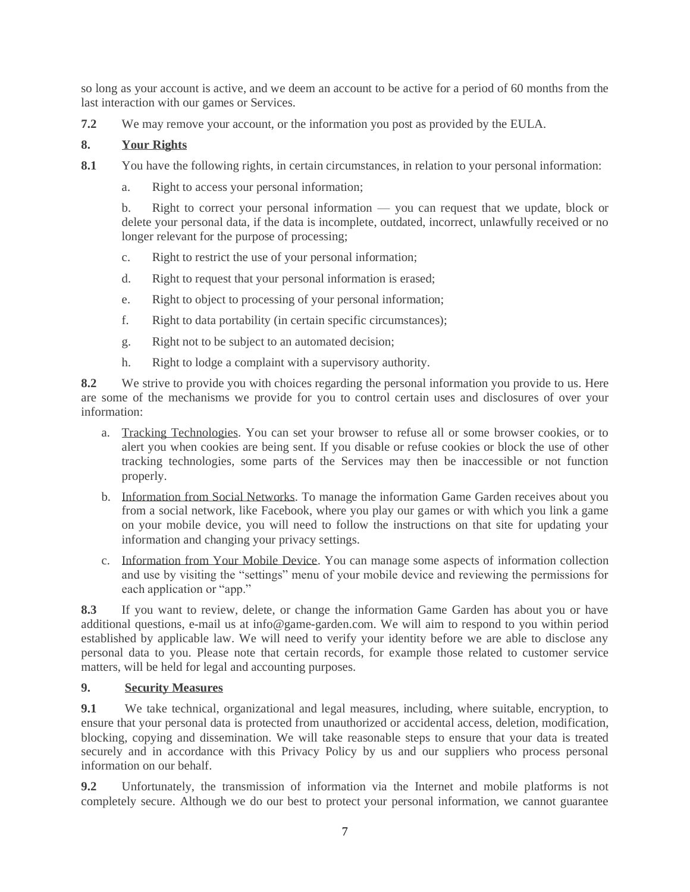so long as your account is active, and we deem an account to be active for a period of 60 months from the last interaction with our games or Services.

**7.2** We may remove your account, or the information you post as provided by the EULA.

## 8. Your Rights

**8.1** You have the following rights, in certain circumstances, in relation to your personal information:

a. Right to access your personal information;

b. Right to correct your personal information — you can request that we update, block or delete your personal data, if the data is incomplete, outdated, incorrect, unlawfully received or no longer relevant for the purpose of processing;

c. Right to restrict the use of your personal information;

d. Right to request that your personal information is erased;

e. Right to object to processing of your personal information;

f. Right to data portability (in certain specific circumstances);

g. Right not to be subject to an automated decision;

h. Right to lodge a complaint with a supervisory authority.

**8.2** We strive to provide you with choices regarding the personal information you provide to us. Here are some of the mechanisms we provide for you to control certain uses and disclosures of over your information:

a. Tracking Technologies. You can set your browser to refuse all or some browser cookies, or to alert you when cookies are being sent. If you disable or refuse cookies or block the use of other tracking technologies, some parts of the Services may then be inaccessible or not function properly.

b. Information from Social Networks. To manage the information Game Garden receives about you from a social network, like Facebook, where you play our games or with which you link a game on your mobile device, you will need to follow the instructions on that site for updating your information and changing your privacy settings.

c. Information from Your Mobile Device. You can manage some aspects of information collection and use by visiting the "settings" menu of your mobile device and reviewing the permissions for each application or "app."

**8.3** If you want to review, delete, or change the information Game Garden has about you or have additional questions, e-mail us at info@game-garden.com. We will aim to respond to you within period established by applicable law. We will need to verify your identity before we are able to disclose any personal data to you. Please note that certain records, for example those related to customer service matters, will be held for legal and accounting purposes.

## 9. Security Measures

**9.1** We take technical, organizational and legal measures, including, where suitable, encryption, to ensure that your personal data is protected from unauthorized or accidental access, deletion, modification, blocking, copying and dissemination. We will take reasonable steps to ensure that your data is treated securely and in accordance with this Privacy Policy by us and our suppliers who process personal information on our behalf.

**9.2** Unfortunately, the transmission of information via the Internet and mobile platforms is not completely secure. Although we do our best to protect your personal information, we cannot guarantee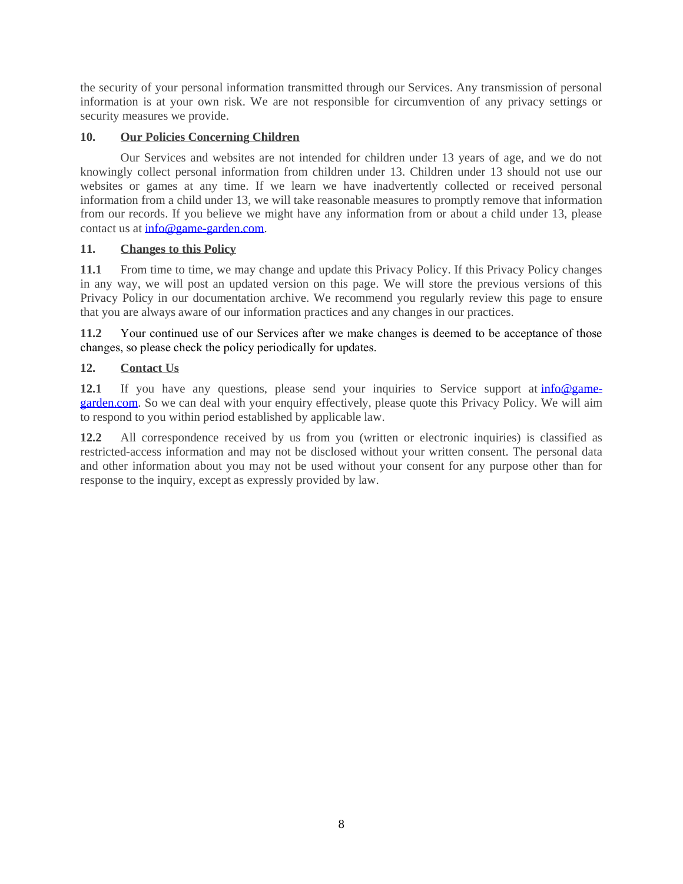the security of your personal information transmitted through our Services. Any transmission of personal information is at your own risk. We are not responsible for circumvention of any privacy settings or security measures we provide.

## 10. Our Policies Concerning Children

Our Services and websites are not intended for children under 13 years of age, and we do not knowingly collect personal information from children under 13. Children under 13 should not use our websites or games at any time. If we learn we have inadvertently collected or received personal information from a child under 13, we will take reasonable measures to promptly remove that information from our records. If you believe we might have any information from or about a child under 13, please contact us at info@game-garden.com.

## 11. Changes to this Policy

**11.1** From time to time, we may change and update this Privacy Policy. If this Privacy Policy changes in any way, we will post an updated version on this page. We will store the previous versions of this Privacy Policy in our documentation archive. We recommend you regularly review this page to ensure that you are always aware of our information practices and any changes in our practices.

**11.2** Your continued use of our Services after we make changes is deemed to be acceptance of those changes, so please check the policy periodically for updates.

## 12. Contact Us

**12.1** If you have any questions, please send your inquiries to Service support at info@game-garden.com. So we can deal with your enquiry effectively, please quote this Privacy Policy. We will aim to respond to you within period established by applicable law.

**12.2** All correspondence received by us from you (written or electronic inquiries) is classified as restricted-access information and may not be disclosed without your written consent. The personal data and other information about you may not be used without your consent for any purpose other than for response to the inquiry, except as expressly provided by law.